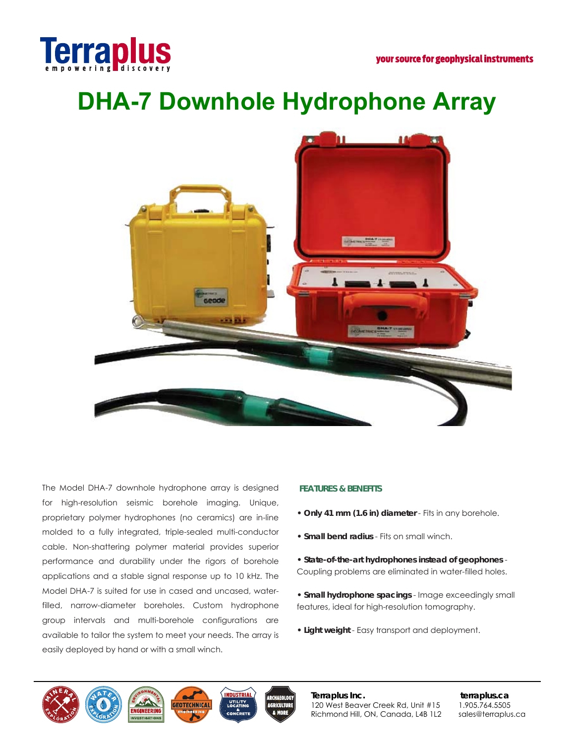Terraplus
empowering discovery

your source for geophysical instruments

# DHA-7 Downhole Hydrophone Array

The Model DHA-7 downhole hydrophone array is designed for high-resolution seismic borehole imaging. Unique, proprietary polymer hydrophones (no ceramics) are in-line molded to a fully integrated, triple-sealed multi-conductor cable. Non-shattering polymer material provides superior performance and durability under the rigors of borehole applications and a stable signal response up to 10 kHz. The Model DHA-7 is suited for use in cased and uncased, water-filled, narrow-diameter boreholes. Custom hydrophone group intervals and multi-borehole configurations are available to tailor the system to meet your needs. The array is easily deployed by hand or with a small winch.

## FEATURES & BENEFITS

- **Only 41 mm (1.6 in) diameter** - Fits in any borehole.
- **Small bend radius** - Fits on small winch.
- **State-of-the-art hydrophones instead of geophones** - Coupling problems are eliminated in water-filled holes.
- **Small hydrophone spacings** - Image exceedingly small features, ideal for high-resolution tomography.
- **Light weight** - Easy transport and deployment.

**Terraplus Inc.**
120 West Beaver Creek Rd, Unit #15
Richmond Hill, ON, Canada, L4B 1L2

**terraplus.ca**
1.905.764.5505
sales@terraplus.ca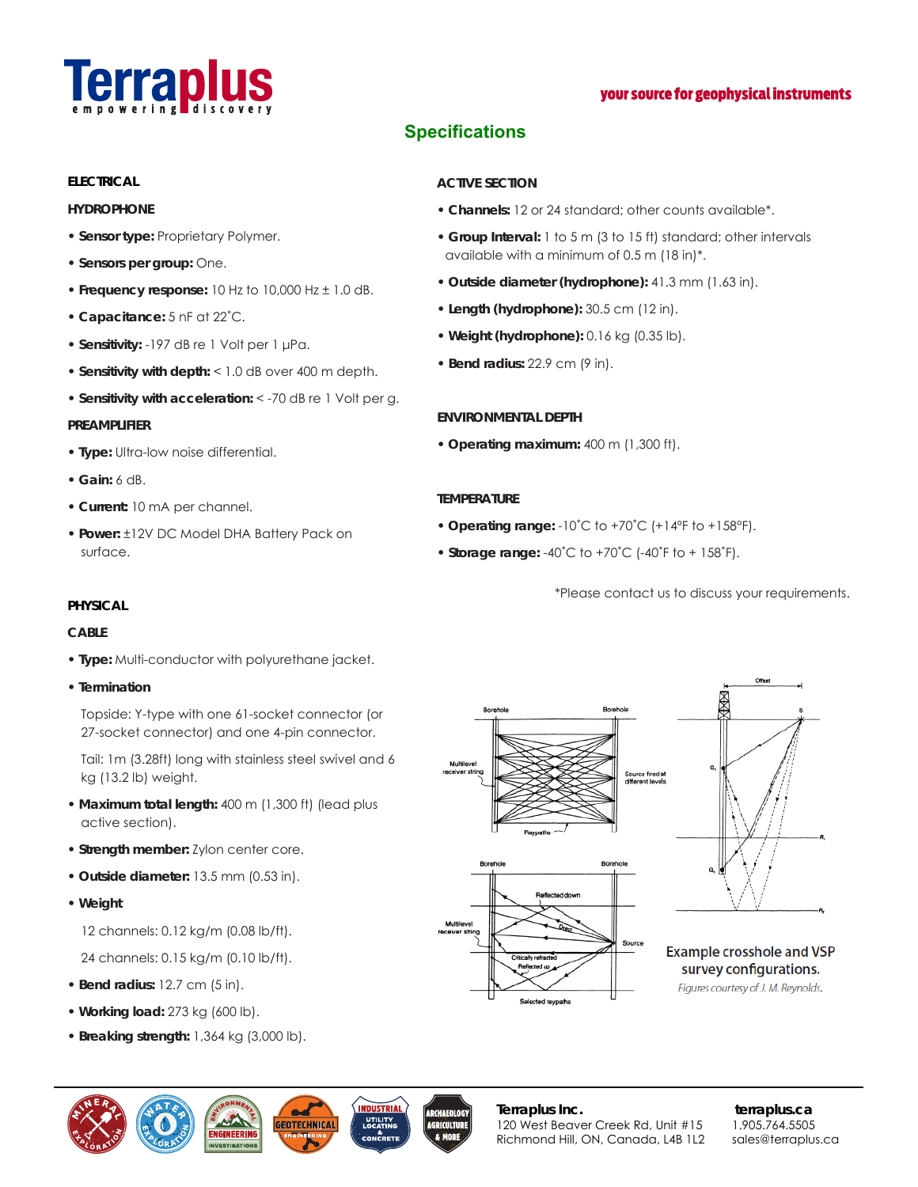# Specifications

## ELECTRICAL

### HYDROPHONE

- **Sensor type:** Proprietary Polymer.
- **Sensors per group:** One.
- **Frequency response:** 10 Hz to 10,000 Hz ± 1.0 dB.
- **Capacitance:** 5 nF at 22˚C.
- **Sensitivity:** -197 dB re 1 Volt per 1 μPa.
- **Sensitivity with depth:** < 1.0 dB over 400 m depth.
- **Sensitivity with acceleration:** < -70 dB re 1 Volt per g.

### PREAMPLIFIER

- **Type:** Ultra-low noise differential.
- **Gain:** 6 dB.
- **Current:** 10 mA per channel.
- **Power:** ±12V DC Model DHA Battery Pack on surface.

## PHYSICAL

### CABLE

- **Type:** Multi-conductor with polyurethane jacket.
- **Termination**

  Topside: Y-type with one 61-socket connector (or 27-socket connector) and one 4-pin connector.

  Tail: 1m (3.28ft) long with stainless steel swivel and 6 kg (13.2 lb) weight.
- **Maximum total length:** 400 m (1,300 ft) (lead plus active section).
- **Strength member:** Zylon center core.
- **Outside diameter:** 13.5 mm (0.53 in).
- **Weight**

  12 channels: 0.12 kg/m (0.08 lb/ft).

  24 channels: 0.15 kg/m (0.10 lb/ft).
- **Bend radius:** 12.7 cm (5 in).
- **Working load:** 273 kg (600 lb).
- **Breaking strength:** 1,364 kg (3,000 lb).

## ACTIVE SECTION

- **Channels:** 12 or 24 standard; other counts available*.
- **Group Interval:** 1 to 5 m (3 to 15 ft) standard; other intervals available with a minimum of 0.5 m (18 in)*.
- **Outside diameter (hydrophone):** 41.3 mm (1.63 in).
- **Length (hydrophone):** 30.5 cm (12 in).
- **Weight (hydrophone):** 0.16 kg (0.35 lb).
- **Bend radius:** 22.9 cm (9 in).

## ENVIRONMENTAL DEPTH

- **Operating maximum:** 400 m (1,300 ft).

## TEMPERATURE

- **Operating range:** -10˚C to +70˚C (+14ºF to +158ºF).
- **Storage range:** -40˚C to +70˚C (-40˚F to + 158˚F).

*Please contact us to discuss your requirements.

Borehole
Borehole
Multilevel receiver string
Source fired at different levels
Raypaths

Borehole
Borehole
Reflected down
Multilevel receiver string
Direct
Source
Critically refracted
Reflected up
Selected raypaths

Offset
S
$G_1$
$R_1$
$G_n$
$R_2$

Example crosshole and VSP survey configurations.

*Figures courtesy of J. M. Reynolds.*

**Terraplus Inc.**
120 West Beaver Creek Rd, Unit #15
Richmond Hill, ON, Canada, L4B 1L2

**terraplus.ca**
1.905.764.5505
sales@terraplus.ca